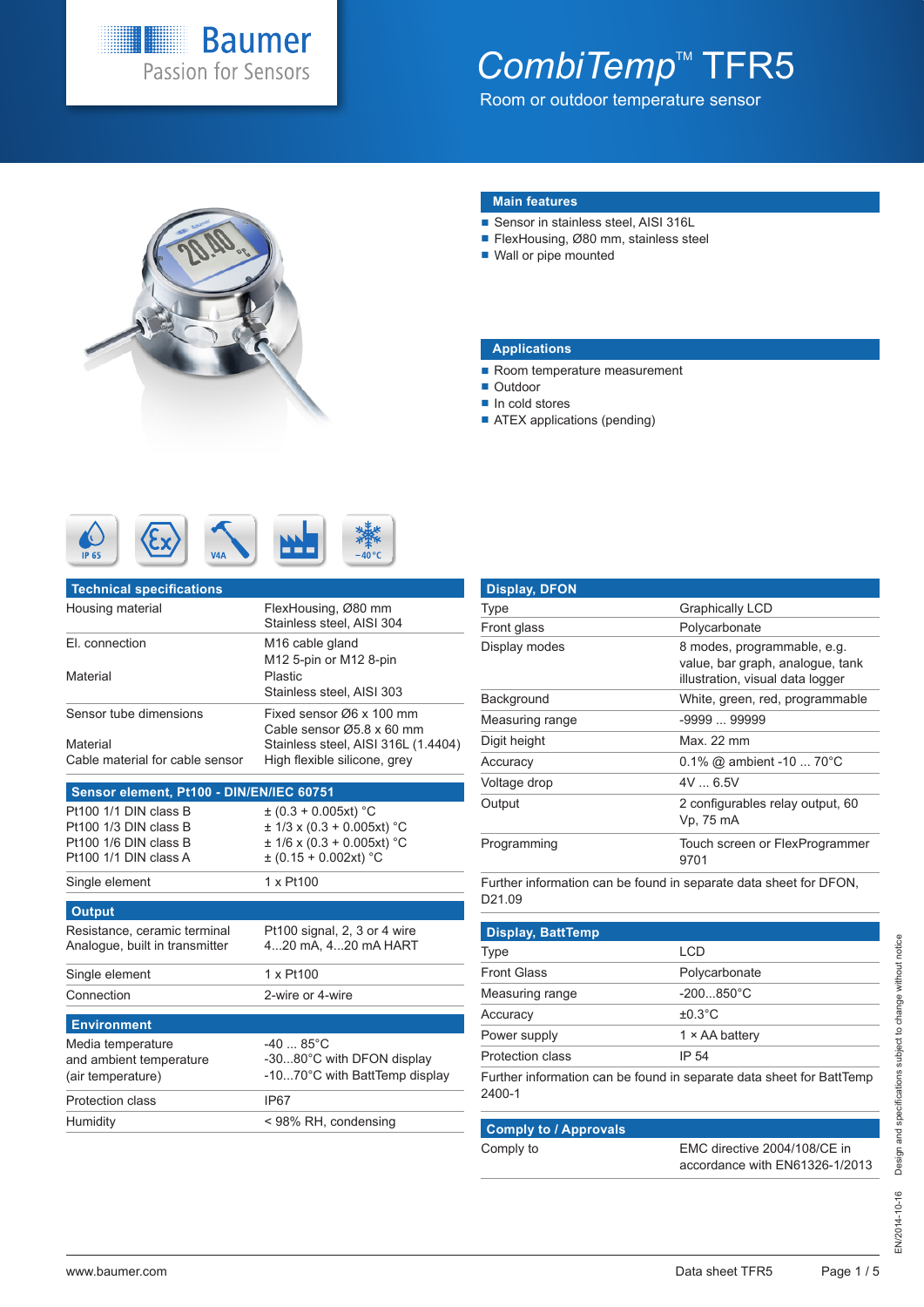# CombiTemp™ TFR5

Room or outdoor temperature sensor

## Main features

- Sensor in stainless steel, AISI 316L
- FlexHousing, Ø80 mm, stainless steel
- Wall or pipe mounted

## Applications

- Room temperature measurement
- Outdoor
- In cold stores
- ATEX applications (pending)

## Technical specifications

| Technical specifications | |
|---|---|
| Housing material | FlexHousing, Ø80 mm<br>Stainless steel, AISI 304 |
| El. connection | M16 cable gland<br>M12 5-pin or M12 8-pin |
| Material | Plastic<br>Stainless steel, AISI 303 |
| Sensor tube dimensions | Fixed sensor Ø6 x 100 mm<br>Cable sensor Ø5.8 x 60 mm |
| Material | Stainless steel, AISI 316L (1.4404) |
| Cable material for cable sensor | High flexible silicone, grey |

| Sensor element, Pt100 - DIN/EN/IEC 60751 | |
|---|---|
| Pt100 1/1 DIN class B | ± (0.3 + 0.005xt) °C |
| Pt100 1/3 DIN class B | ± 1/3 x (0.3 + 0.005xt) °C |
| Pt100 1/6 DIN class B | ± 1/6 x (0.3 + 0.005xt) °C |
| Pt100 1/1 DIN class A | ± (0.15 + 0.002xt) °C |
| Single element | 1 x Pt100 |

| Output | |
|---|---|
| Resistance, ceramic terminal | Pt100 signal, 2, 3 or 4 wire |
| Analogue, built in transmitter | 4...20 mA, 4...20 mA HART |
| Single element | 1 x Pt100 |
| Connection | 2-wire or 4-wire |

| Environment | |
|---|---|
| Media temperature and ambient temperature (air temperature) | -40 ... 85°C<br>-30...80°C with DFON display<br>-10...70°C with BattTemp display |
| Protection class | IP67 |
| Humidity | < 98% RH, condensing |

| Display, DFON | |
|---|---|
| Type | Graphically LCD |
| Front glass | Polycarbonate |
| Display modes | 8 modes, programmable, e.g. value, bar graph, analogue, tank illustration, visual data logger |
| Background | White, green, red, programmable |
| Measuring range | -9999 ... 99999 |
| Digit height | Max. 22 mm |
| Accuracy | 0.1% @ ambient -10 ... 70°C |
| Voltage drop | 4V ... 6.5V |
| Output | 2 configurables relay output, 60 Vp, 75 mA |
| Programming | Touch screen or FlexProgrammer 9701 |

Further information can be found in separate data sheet for DFON, D21.09

| Display, BattTemp | |
|---|---|
| Type | LCD |
| Front Glass | Polycarbonate |
| Measuring range | -200...850°C |
| Accuracy | ±0.3°C |
| Power supply | 1 × AA battery |
| Protection class | IP 54 |

Further information can be found in separate data sheet for BattTemp 2400-1

| Comply to / Approvals | |
|---|---|
| Comply to | EMC directive 2004/108/CE in accordance with EN61326-1/2013 |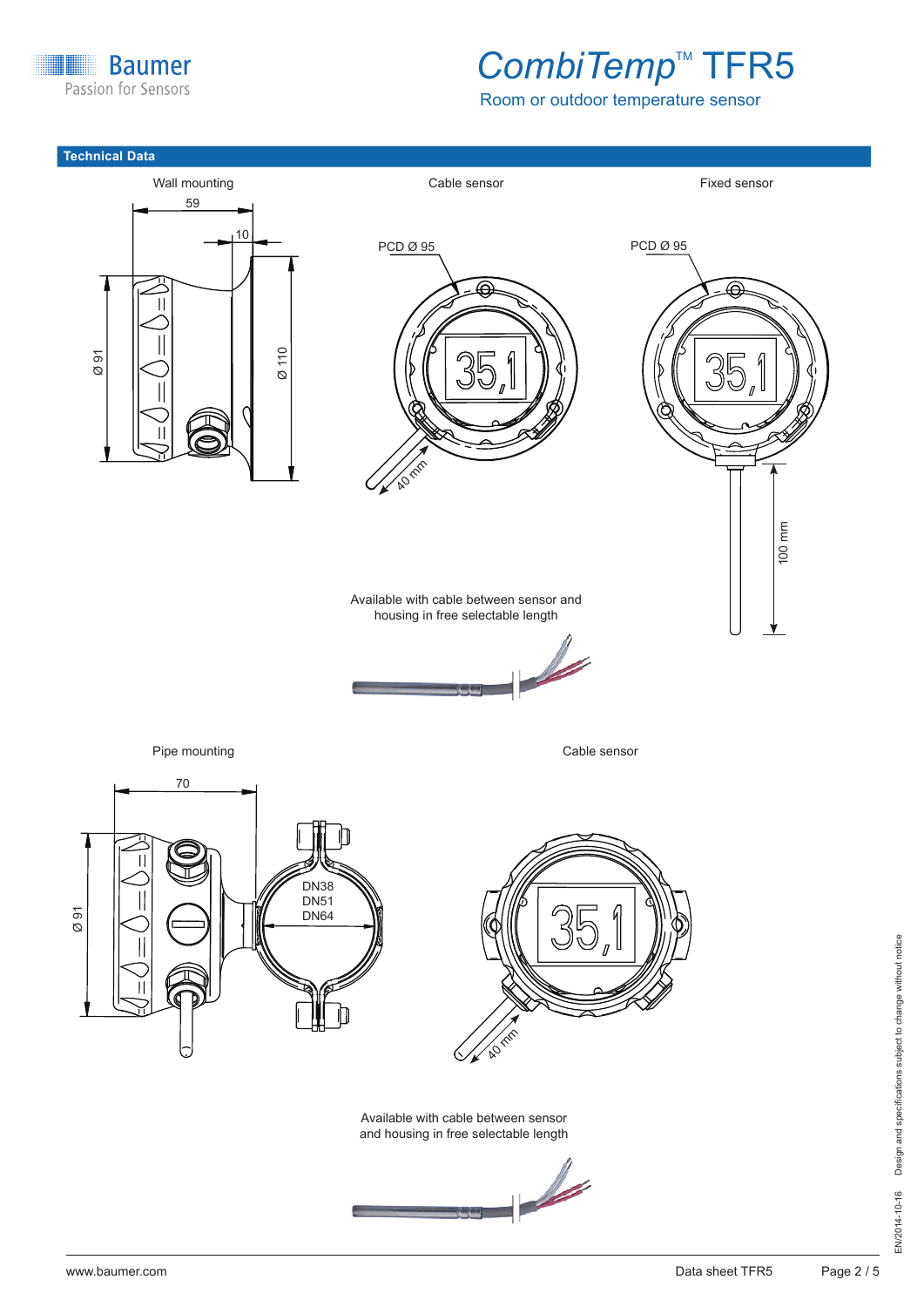## Technical Data

Wall mounting

59

10

Ø 91

Ø 110

Cable sensor

PCD Ø 95

40 mm

Fixed sensor

PCD Ø 95

100 mm

Available with cable between sensor and housing in free selectable length

Pipe mounting

70

Ø 91

DN38
DN51
DN64

Cable sensor

40 mm

Available with cable between sensor and housing in free selectable length

Design and specifications subject to change without notice

EN/2014-10-16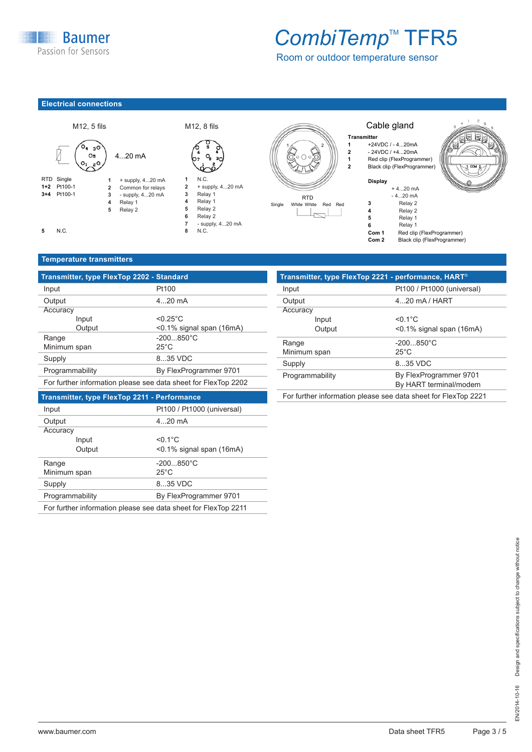## Electrical connections

**M12, 5 fils**

4...20 mA

| RTD | Single |
|---|---|
| **1+2** | Pt100-1 |
| **3+4** | Pt100-1 |
| **5** | N.C. |

| | |
|---|---|
| **1** | + supply, 4...20 mA |
| **2** | Common for relays |
| **3** | - supply, 4...20 mA |
| **4** | Relay 1 |
| **5** | Relay 2 |

**M12, 8 fils**

| | |
|---|---|
| **1** | N.C. |
| **2** | + supply, 4...20 mA |
| **3** | Relay 1 |
| **4** | Relay 1 |
| **5** | Relay 2 |
| **6** | Relay 2 |
| **7** | - supply, 4...20 mA |
| **8** | N.C. |

RTD

Single: White White Red Red

**Cable gland**

**Transmitter**

| | |
|---|---|
| **1** | +24VDC / - 4...20mA |
| **2** | - 24VDC / +4...20mA |
| **1** | Red clip (FlexProgrammer) |
| **2** | Black clip (FlexProgrammer) |

**Display**

| | |
|---|---|
| | + 4...20 mA |
| | - 4...20 mA |
| **3** | Relay 2 |
| **4** | Relay 2 |
| **5** | Relay 1 |
| **6** | Relay 1 |
| **Com 1** | Red clip (FlexProgrammer) |
| **Com 2** | Black clip (FlexProgrammer) |

## Temperature transmitters

| **Transmitter, type FlexTop 2202 - Standard** | |
|---|---|
| Input | Pt100 |
| Output | 4...20 mA |
| Accuracy | |
| Input | <0.25°C |
| Output | <0.1% signal span (16mA) |
| Range | -200...850°C |
| Minimum span | 25°C |
| Supply | 8...35 VDC |
| Programmability | By FlexProgrammer 9701 |
| For further information please see data sheet for FlexTop 2202 | |

| **Transmitter, type FlexTop 2211 - Performance** | |
|---|---|
| Input | Pt100 / Pt1000 (universal) |
| Output | 4...20 mA |
| Accuracy | |
| Input | <0.1°C |
| Output | <0.1% signal span (16mA) |
| Range | -200...850°C |
| Minimum span | 25°C |
| Supply | 8...35 VDC |
| Programmability | By FlexProgrammer 9701 |
| For further information please see data sheet for FlexTop 2211 | |

| **Transmitter, type FlexTop 2221 - performance, HART®** | |
|---|---|
| Input | Pt100 / Pt1000 (universal) |
| Output | 4...20 mA / HART |
| Accuracy | |
| Input | <0.1°C |
| Output | <0.1% signal span (16mA) |
| Range | -200...850°C |
| Minimum span | 25°C |
| Supply | 8...35 VDC |
| Programmability | By FlexProgrammer 9701<br>By HART terminal/modem |
| For further information please see data sheet for FlexTop 2221 | |

EN/2014-10-16 Design and specifications subject to change without notice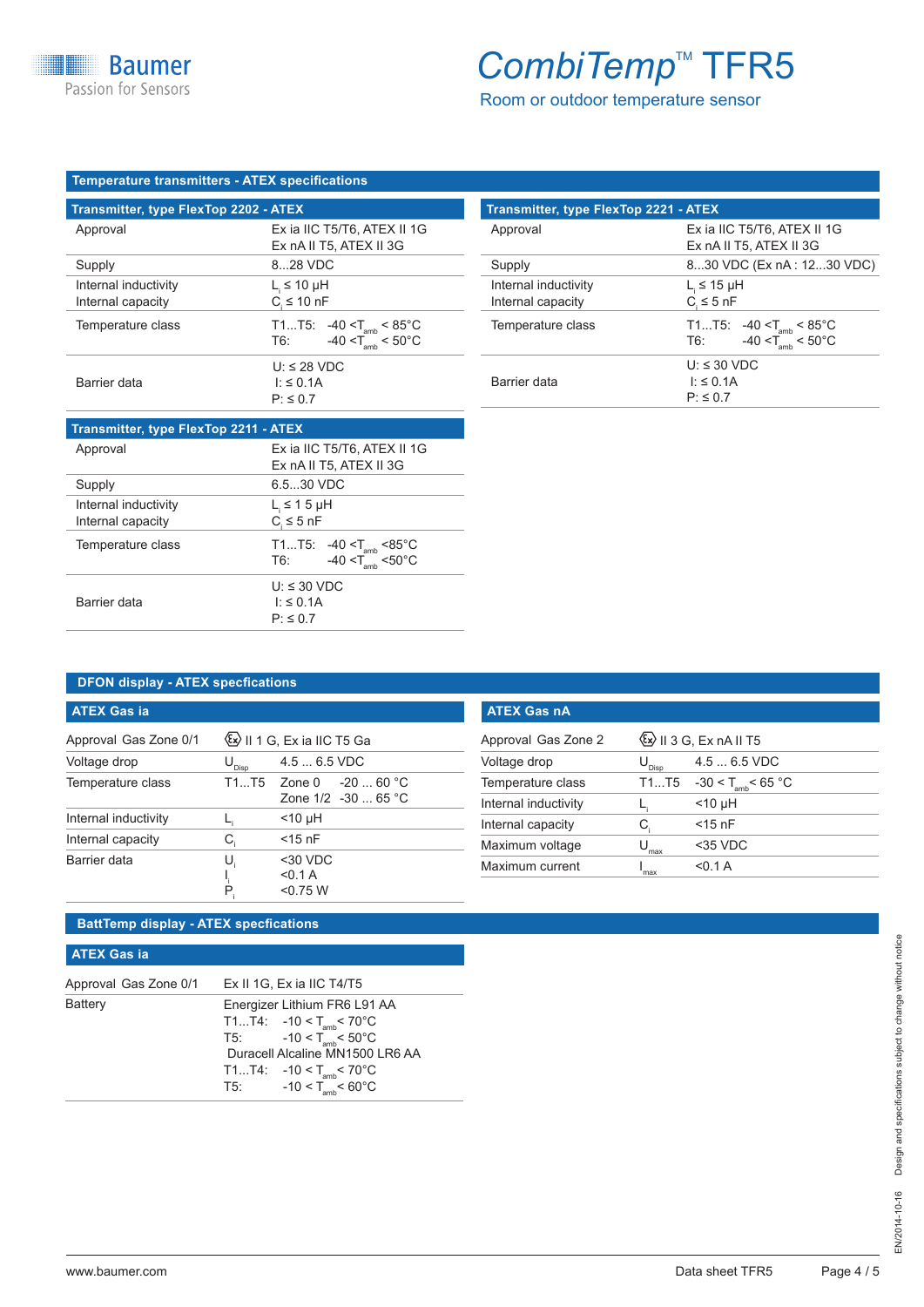## Temperature transmitters - ATEX specifications

### Transmitter, type FlexTop 2202 - ATEX

| | |
|---|---|
| Approval | Ex ia IIC T5/T6, ATEX II 1G<br>Ex nA II T5, ATEX II 3G |
| Supply | 8...28 VDC |
| Internal inductivity<br>Internal capacity | $L_i \leq 10$ µH<br>$C_i \leq 10$ nF |
| Temperature class | T1...T5: $-40 < T_{amb} < 85$°C<br>T6: $-40 < T_{amb} < 50$°C |
| Barrier data | U: ≤ 28 VDC<br>I: ≤ 0.1A<br>P: ≤ 0.7 |

### Transmitter, type FlexTop 2211 - ATEX

| | |
|---|---|
| Approval | Ex ia IIC T5/T6, ATEX II 1G<br>Ex nA II T5, ATEX II 3G |
| Supply | 6.5...30 VDC |
| Internal inductivity<br>Internal capacity | $L_i \leq 1\,5$ µH<br>$C_i \leq 5$ nF |
| Temperature class | T1...T5: $-40 < T_{amb} < 85$°C<br>T6: $-40 < T_{amb} < 50$°C |
| Barrier data | U: ≤ 30 VDC<br>I: ≤ 0.1A<br>P: ≤ 0.7 |

### Transmitter, type FlexTop 2221 - ATEX

| | |
|---|---|
| Approval | Ex ia IIC T5/T6, ATEX II 1G<br>Ex nA II T5, ATEX II 3G |
| Supply | 8...30 VDC (Ex nA : 12...30 VDC) |
| Internal inductivity<br>Internal capacity | $L_i \leq 15$ µH<br>$C_i \leq 5$ nF |
| Temperature class | T1...T5: $-40 < T_{amb} < 85$°C<br>T6: $-40 < T_{amb} < 50$°C |
| Barrier data | U: ≤ 30 VDC<br>I: ≤ 0.1A<br>P: ≤ 0.7 |

## DFON display - ATEX specfications

### ATEX Gas ia

| | | |
|---|---|---|
| Approval Gas Zone 0/1 | Ⓔx II 1 G, Ex ia IIC T5 Ga | |
| Voltage drop | $U_{Disp}$ | 4.5 ... 6.5 VDC |
| Temperature class | T1...T5 | Zone 0 -20 ... 60 °C<br>Zone 1/2 -30 ... 65 °C |
| Internal inductivity | $L_i$ | <10 µH |
| Internal capacity | $C_i$ | <15 nF |
| Barrier data | $U_i$<br>$I_i$<br>$P_i$ | <30 VDC<br><0.1 A<br><0.75 W |

### ATEX Gas nA

| | | |
|---|---|---|
| Approval Gas Zone 2 | Ⓔx II 3 G, Ex nA II T5 | |
| Voltage drop | $U_{Disp}$ | 4.5 ... 6.5 VDC |
| Temperature class | T1...T5 | $-30 < T_{amb} < 65$ °C |
| Internal inductivity | $L_i$ | <10 µH |
| Internal capacity | $C_i$ | <15 nF |
| Maximum voltage | $U_{max}$ | <35 VDC |
| Maximum current | $I_{max}$ | <0.1 A |

## BattTemp display - ATEX specfications

### ATEX Gas ia

| | |
|---|---|
| Approval Gas Zone 0/1 | Ex II 1G, Ex ia IIC T4/T5 |
| Battery | Energizer Lithium FR6 L91 AA<br>T1...T4: $-10 < T_{amb} < 70$°C<br>T5: $-10 < T_{amb} < 50$°C<br>Duracell Alcaline MN1500 LR6 AA<br>T1...T4: $-10 < T_{amb} < 70$°C<br>T5: $-10 < T_{amb} < 60$°C |

EN/2014-10-16 Design and specifications subject to change without notice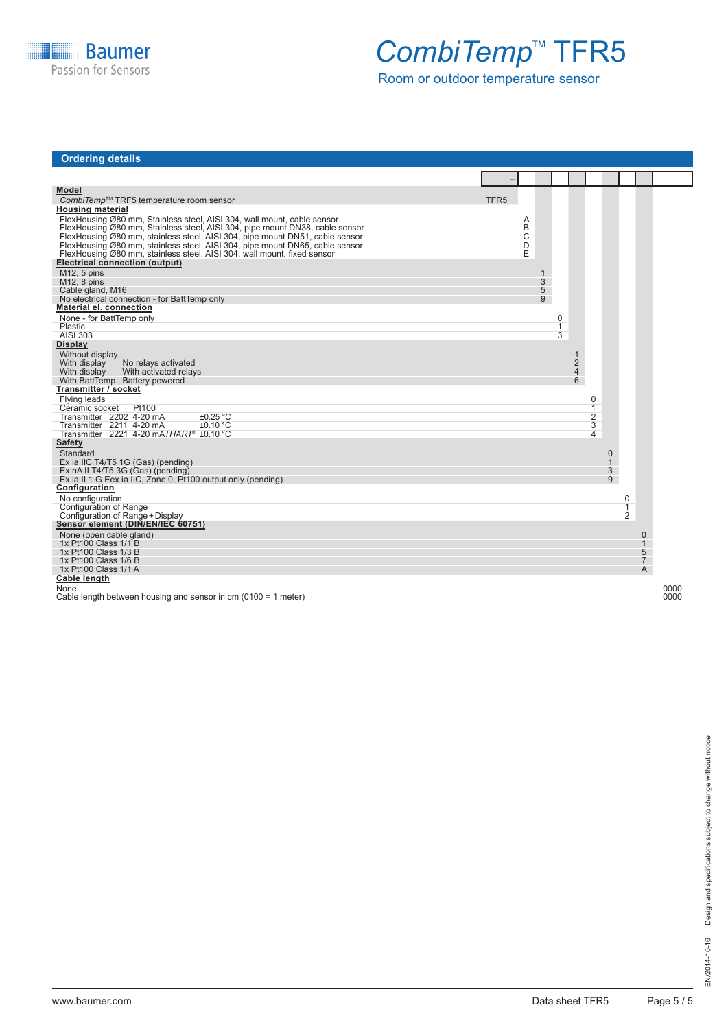# CombiTemp™ TFR5

Room or outdoor temperature sensor

## Ordering details

| | | | | | | | | | | |
|---|---|---|---|---|---|---|---|---|---|---|
| **Model** | | | | | | | | | | |
| *CombiTemp*™ TRF5 temperature room sensor | TFR5 | | | | | | | | | |
| **Housing material** | | | | | | | | | | |
| FlexHousing Ø80 mm, Stainless steel, AISI 304, wall mount, cable sensor | | A | | | | | | | | |
| FlexHousing Ø80 mm, Stainless steel, AISI 304, pipe mount DN38, cable sensor | | B | | | | | | | | |
| FlexHousing Ø80 mm, stainless steel, AISI 304, pipe mount DN51, cable sensor | | C | | | | | | | | |
| FlexHousing Ø80 mm, stainless steel, AISI 304, pipe mount DN65, cable sensor | | D | | | | | | | | |
| FlexHousing Ø80 mm, stainless steel, AISI 304, wall mount, fixed sensor | | E | | | | | | | | |
| **Electrical connection (output)** | | | | | | | | | | |
| M12, 5 pins | | | 1 | | | | | | | |
| M12, 8 pins | | | 3 | | | | | | | |
| Cable gland, M16 | | | 5 | | | | | | | |
| No electrical connection - for BattTemp only | | | 9 | | | | | | | |
| **Material el. connection** | | | | | | | | | | |
| None - for BattTemp only | | | | 0 | | | | | | |
| Plastic | | | | 1 | | | | | | |
| AISI 303 | | | | 3 | | | | | | |
| **Display** | | | | | | | | | | |
| Without display | | | | | 1 | | | | | |
| With display No relays activated | | | | | 2 | | | | | |
| With display With activated relays | | | | | 4 | | | | | |
| With BattTemp Battery powered | | | | | 6 | | | | | |
| **Transmitter / socket** | | | | | | | | | | |
| Flying leads | | | | | | 0 | | | | |
| Ceramic socket Pt100 | | | | | | 1 | | | | |
| Transmitter 2202 4-20 mA ±0.25 °C | | | | | | 2 | | | | |
| Transmitter 2211 4-20 mA ±0.10 °C | | | | | | 3 | | | | |
| Transmitter 2221 4-20 mA / *HART*® ±0.10 °C | | | | | | 4 | | | | |
| **Safety** | | | | | | | | | | |
| Standard | | | | | | | 0 | | | |
| Ex ia IIC T4/T5 1G (Gas) (pending) | | | | | | | 1 | | | |
| Ex nA II T4/T5 3G (Gas) (pending) | | | | | | | 3 | | | |
| Ex ia II 1 G Eex ia IIC, Zone 0, Pt100 output only (pending) | | | | | | | 9 | | | |
| **Configuration** | | | | | | | | | | |
| No configuration | | | | | | | | 0 | | |
| Configuration of Range | | | | | | | | 1 | | |
| Configuration of Range + Display | | | | | | | | 2 | | |
| **Sensor element (DIN/EN/IEC 60751)** | | | | | | | | | | |
| None (open cable gland) | | | | | | | | | 0 | |
| 1x Pt100 Class 1/1 B | | | | | | | | | 1 | |
| 1x Pt100 Class 1/3 B | | | | | | | | | 5 | |
| 1x Pt100 Class 1/6 B | | | | | | | | | 7 | |
| 1x Pt100 Class 1/1 A | | | | | | | | | A | |
| **Cable length** | | | | | | | | | | |
| None | | | | | | | | | | 0000 |
| Cable length between housing and sensor in cm (0100 = 1 meter) | | | | | | | | | | 0000 |

EN/2014-10-16 Design and specifications subject to change without notice